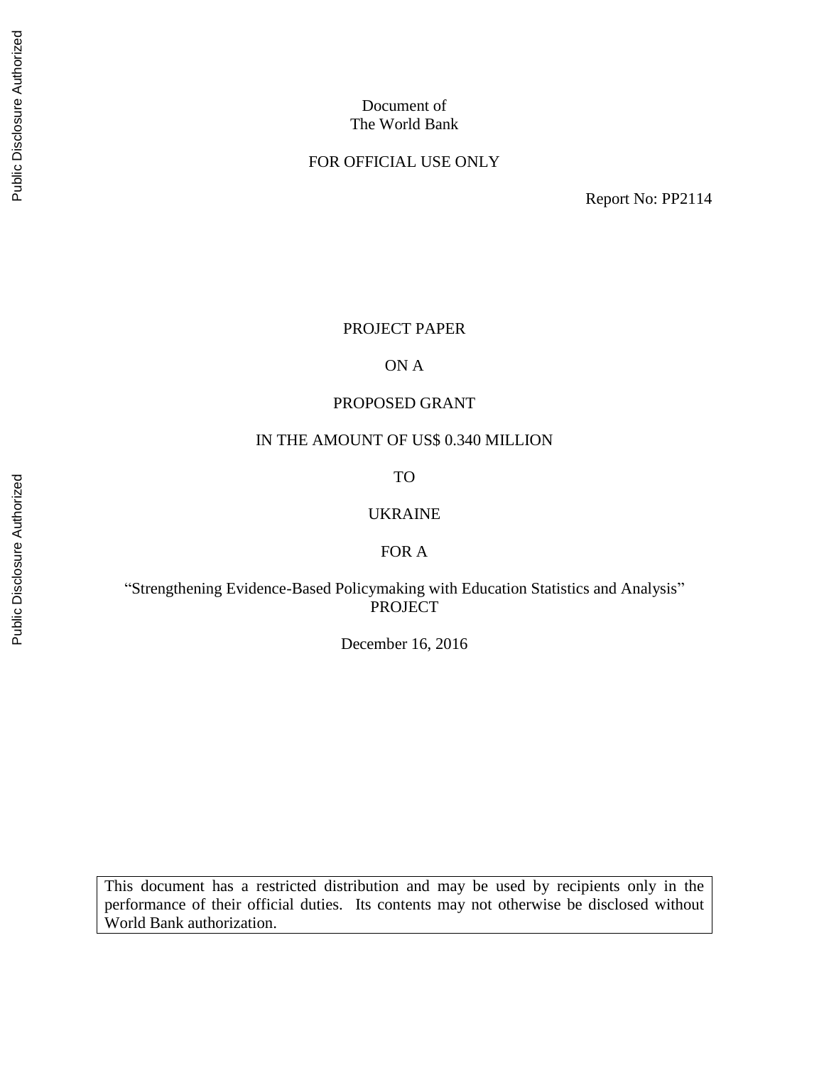Document of
The World Bank

FOR OFFICIAL USE ONLY

Report No: PP2114

PROJECT PAPER

ON A

PROPOSED GRANT

IN THE AMOUNT OF US$ 0.340 MILLION

TO

UKRAINE

FOR A

"Strengthening Evidence-Based Policymaking with Education Statistics and Analysis" PROJECT

December 16, 2016

This document has a restricted distribution and may be used by recipients only in the performance of their official duties. Its contents may not otherwise be disclosed without World Bank authorization.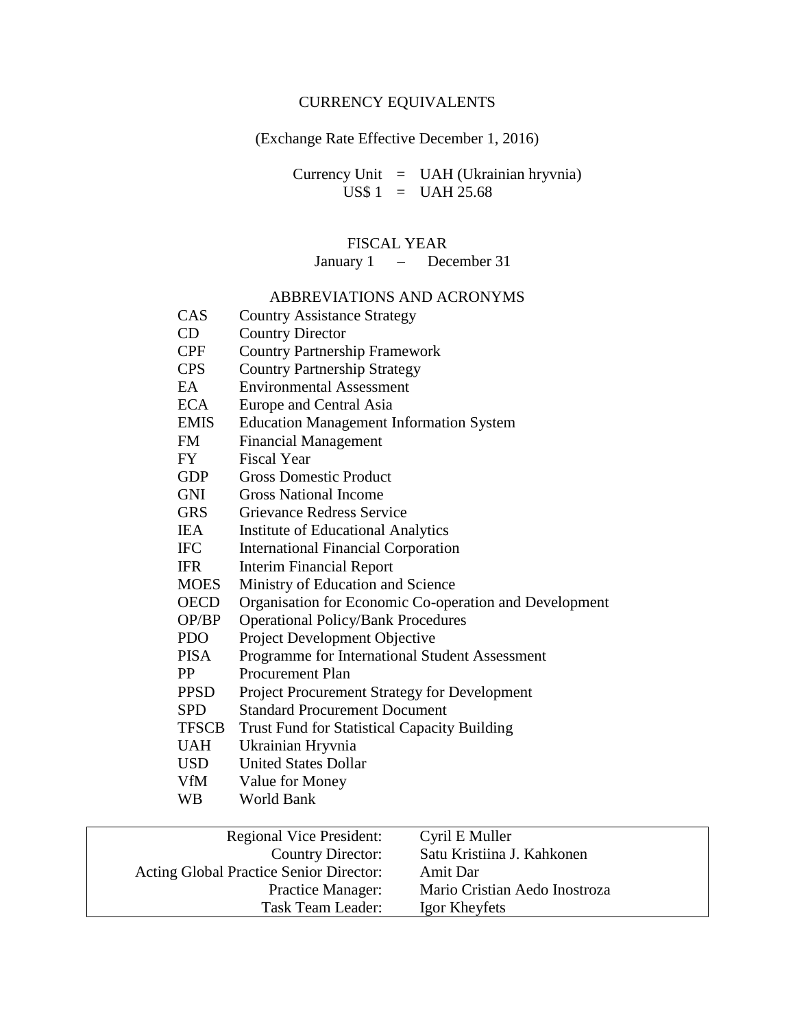## CURRENCY EQUIVALENTS

(Exchange Rate Effective December 1, 2016)

Currency Unit = UAH (Ukrainian hryvnia)
US$ 1 = UAH 25.68

## FISCAL YEAR

January 1 – December 31

## ABBREVIATIONS AND ACRONYMS

| | |
|---|---|
| CAS | Country Assistance Strategy |
| CD | Country Director |
| CPF | Country Partnership Framework |
| CPS | Country Partnership Strategy |
| EA | Environmental Assessment |
| ECA | Europe and Central Asia |
| EMIS | Education Management Information System |
| FM | Financial Management |
| FY | Fiscal Year |
| GDP | Gross Domestic Product |
| GNI | Gross National Income |
| GRS | Grievance Redress Service |
| IEA | Institute of Educational Analytics |
| IFC | International Financial Corporation |
| IFR | Interim Financial Report |
| MOES | Ministry of Education and Science |
| OECD | Organisation for Economic Co-operation and Development |
| OP/BP | Operational Policy/Bank Procedures |
| PDO | Project Development Objective |
| PISA | Programme for International Student Assessment |
| PP | Procurement Plan |
| PPSD | Project Procurement Strategy for Development |
| SPD | Standard Procurement Document |
| TFSCB | Trust Fund for Statistical Capacity Building |
| UAH | Ukrainian Hryvnia |
| USD | United States Dollar |
| VfM | Value for Money |
| WB | World Bank |

| | |
|---|---|
| Regional Vice President: | Cyril E Muller |
| Country Director: | Satu Kristiina J. Kahkonen |
| Acting Global Practice Senior Director: | Amit Dar |
| Practice Manager: | Mario Cristian Aedo Inostroza |
| Task Team Leader: | Igor Kheyfets |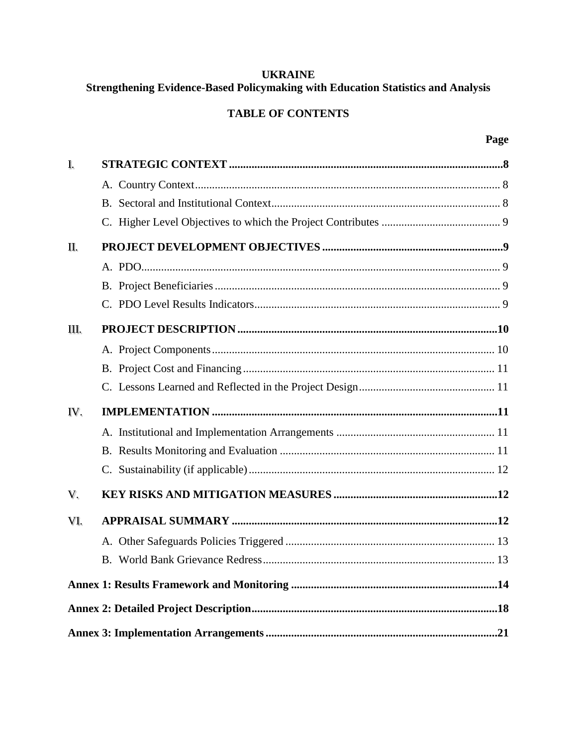**UKRAINE**
**Strengthening Evidence-Based Policymaking with Education Statistics and Analysis**

**TABLE OF CONTENTS**

| | | **Page** |
|---|---|---|
| **I.** | **STRATEGIC CONTEXT** | **8** |
| | A. Country Context | 8 |
| | B. Sectoral and Institutional Context | 8 |
| | C. Higher Level Objectives to which the Project Contributes | 9 |
| **II.** | **PROJECT DEVELOPMENT OBJECTIVES** | **9** |
| | A. PDO | 9 |
| | B. Project Beneficiaries | 9 |
| | C. PDO Level Results Indicators | 9 |
| **III.** | **PROJECT DESCRIPTION** | **10** |
| | A. Project Components | 10 |
| | B. Project Cost and Financing | 11 |
| | C. Lessons Learned and Reflected in the Project Design | 11 |
| **IV.** | **IMPLEMENTATION** | **11** |
| | A. Institutional and Implementation Arrangements | 11 |
| | B. Results Monitoring and Evaluation | 11 |
| | C. Sustainability (if applicable) | 12 |
| **V.** | **KEY RISKS AND MITIGATION MEASURES** | **12** |
| **VI.** | **APPRAISAL SUMMARY** | **12** |
| | A. Other Safeguards Policies Triggered | 13 |
| | B. World Bank Grievance Redress | 13 |
| **Annex 1: Results Framework and Monitoring** | | **14** |
| **Annex 2: Detailed Project Description** | | **18** |
| **Annex 3: Implementation Arrangements** | | **21** |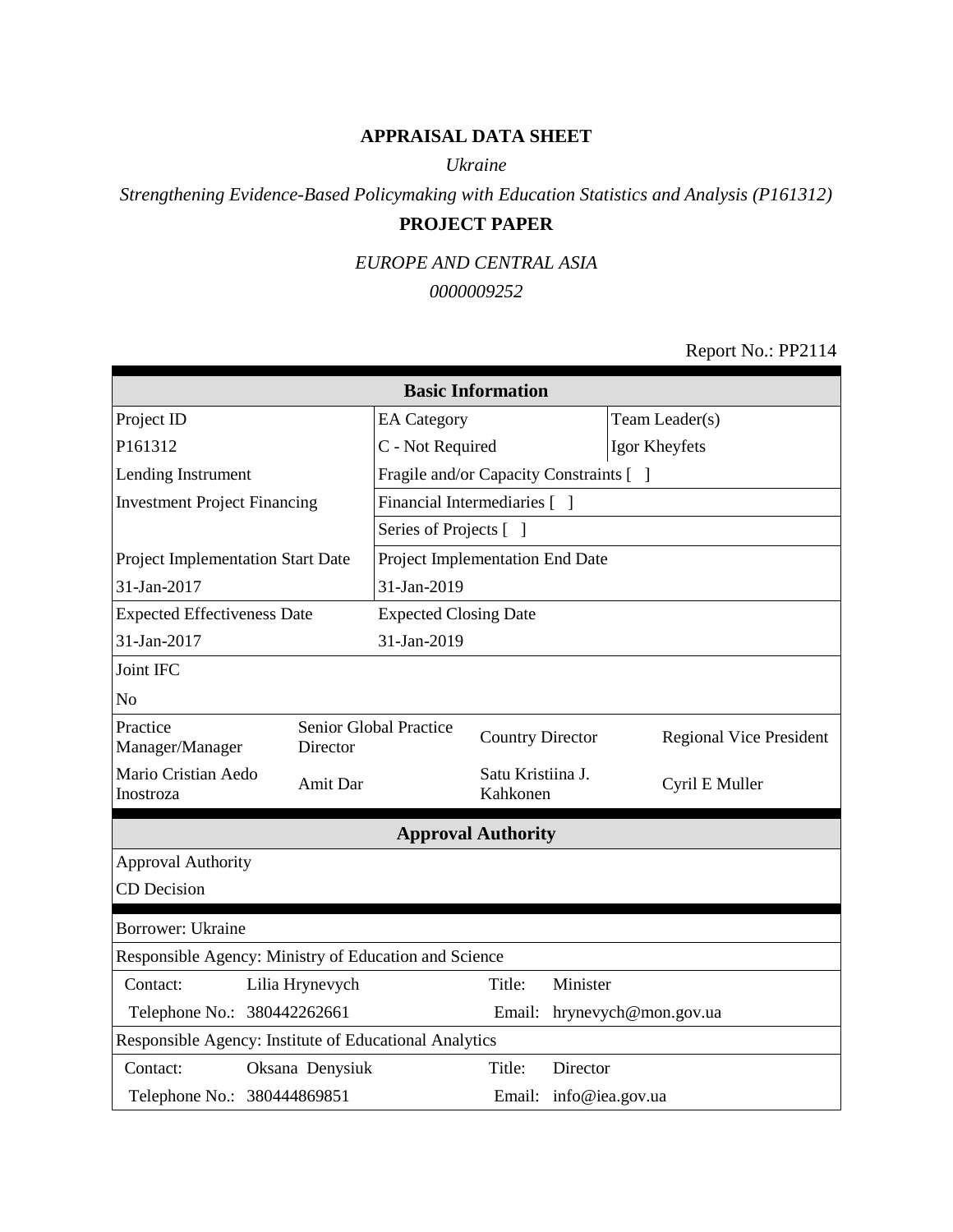**APPRAISAL DATA SHEET**

*Ukraine*

*Strengthening Evidence-Based Policymaking with Education Statistics and Analysis (P161312)*

**PROJECT PAPER**

*EUROPE AND CENTRAL ASIA*

*0000009252*

Report No.: PP2114

| Basic Information | | | |
|---|---|---|---|
| Project ID | EA Category | | Team Leader(s) |
| P161312 | C - Not Required | | Igor Kheyfets |
| Lending Instrument | Fragile and/or Capacity Constraints [ ] | | |
| Investment Project Financing | Financial Intermediaries [ ] | | |
| | Series of Projects [ ] | | |
| Project Implementation Start Date | Project Implementation End Date | | |
| 31-Jan-2017 | 31-Jan-2019 | | |
| Expected Effectiveness Date | Expected Closing Date | | |
| 31-Jan-2017 | 31-Jan-2019 | | |
| Joint IFC | | | |
| No | | | |
| Practice Manager/Manager | Senior Global Practice Director | Country Director | Regional Vice President |
| Mario Cristian Aedo Inostroza | Amit Dar | Satu Kristiina J. Kahkonen | Cyril E Muller |

| Approval Authority |
|---|
| Approval Authority |
| CD Decision |

| Borrower: Ukraine | | | |
|---|---|---|---|
| Responsible Agency: Ministry of Education and Science | | | |
| Contact: | Lilia Hrynevych | Title: | Minister |
| Telephone No.: | 380442262661 | Email: | hrynevych@mon.gov.ua |
| Responsible Agency: Institute of Educational Analytics | | | |
| Contact: | Oksana Denysiuk | Title: | Director |
| Telephone No.: | 380444869851 | Email: | info@iea.gov.ua |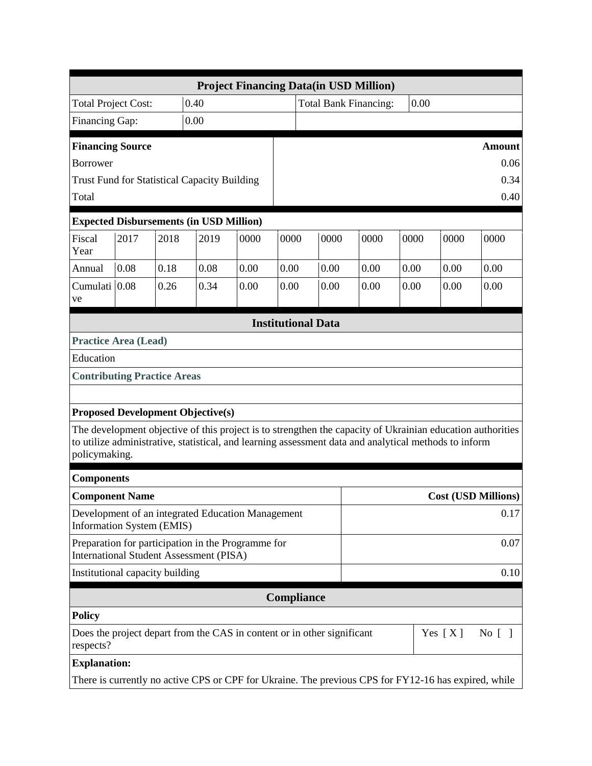## Project Financing Data(in USD Million)

| Total Project Cost: | 0.40 | Total Bank Financing: | 0.00 |
|---|---|---|---|
| Financing Gap: | 0.00 | | |

| Financing Source | Amount |
|---|---|
| Borrower | 0.06 |
| Trust Fund for Statistical Capacity Building | 0.34 |
| Total | 0.40 |

**Expected Disbursements (in USD Million)**

| Fiscal Year | 2017 | 2018 | 2019 | 0000 | 0000 | 0000 | 0000 | 0000 | 0000 | 0000 |
|---|---|---|---|---|---|---|---|---|---|---|
| Annual | 0.08 | 0.18 | 0.08 | 0.00 | 0.00 | 0.00 | 0.00 | 0.00 | 0.00 | 0.00 |
| Cumulative | 0.08 | 0.26 | 0.34 | 0.00 | 0.00 | 0.00 | 0.00 | 0.00 | 0.00 | 0.00 |

## Institutional Data

**Practice Area (Lead)**

Education

**Contributing Practice Areas**

**Proposed Development Objective(s)**

The development objective of this project is to strengthen the capacity of Ukrainian education authorities to utilize administrative, statistical, and learning assessment data and analytical methods to inform policymaking.

**Components**

| Component Name | Cost (USD Millions) |
|---|---|
| Development of an integrated Education Management Information System (EMIS) | 0.17 |
| Preparation for participation in the Programme for International Student Assessment (PISA) | 0.07 |
| Institutional capacity building | 0.10 |

## Compliance

**Policy**

| Does the project depart from the CAS in content or in other significant respects? | Yes [ X ] No [ ] |
|---|---|

**Explanation:**

There is currently no active CPS or CPF for Ukraine. The previous CPS for FY12-16 has expired, while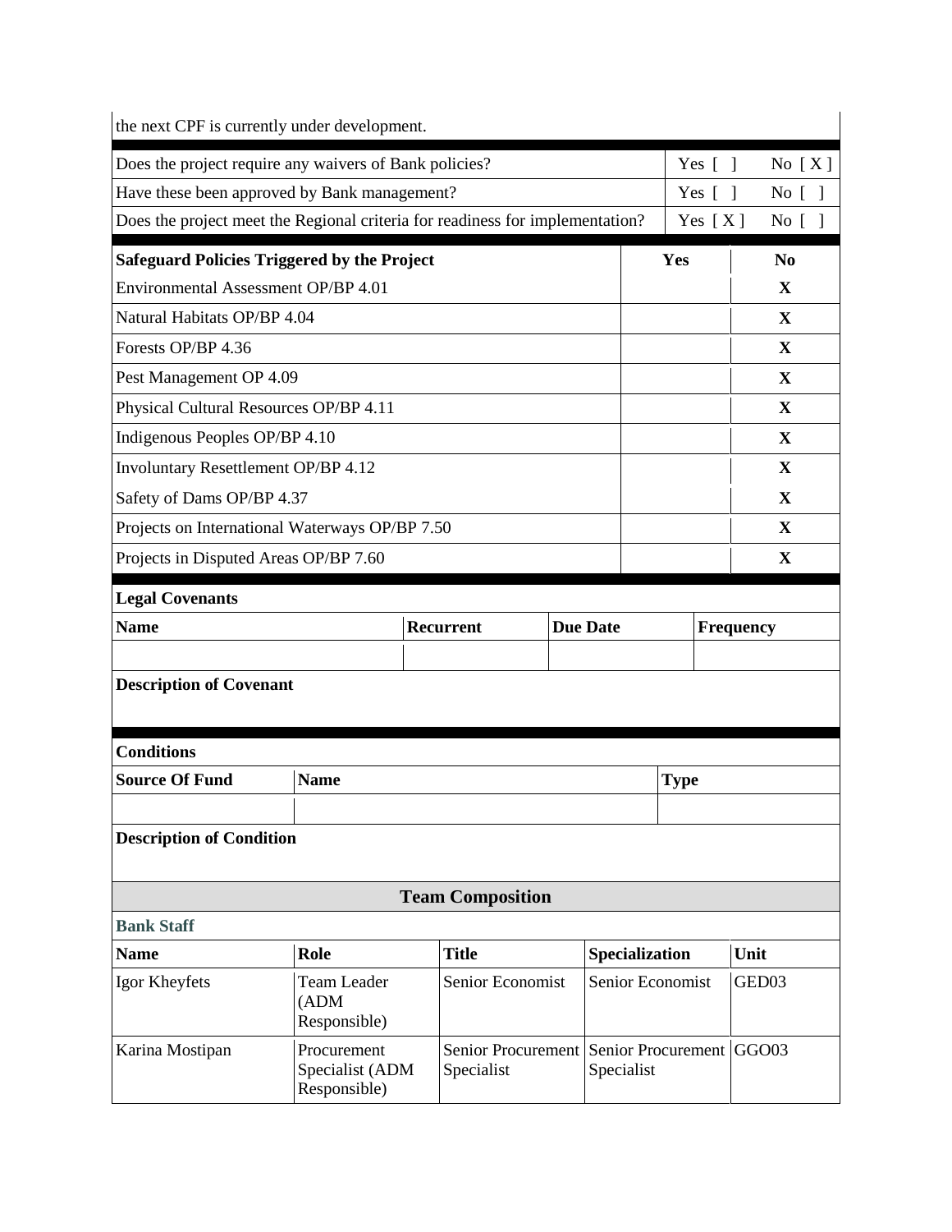the next CPF is currently under development.

| | | |
|---|---|---|
| Does the project require any waivers of Bank policies? | Yes [ ] | No [ X ] |
| Have these been approved by Bank management? | Yes [ ] | No [ ] |
| Does the project meet the Regional criteria for readiness for implementation? | Yes [ X ] | No [ ] |

| Safeguard Policies Triggered by the Project | Yes | No |
|---|---|---|
| Environmental Assessment OP/BP 4.01 | | X |
| Natural Habitats OP/BP 4.04 | | X |
| Forests OP/BP 4.36 | | X |
| Pest Management OP 4.09 | | X |
| Physical Cultural Resources OP/BP 4.11 | | X |
| Indigenous Peoples OP/BP 4.10 | | X |
| Involuntary Resettlement OP/BP 4.12 | | X |
| Safety of Dams OP/BP 4.37 | | X |
| Projects on International Waterways OP/BP 7.50 | | X |
| Projects in Disputed Areas OP/BP 7.60 | | X |

**Legal Covenants**

| Name | Recurrent | Due Date | Frequency |
|---|---|---|---|
| | | | |

**Description of Covenant**

**Conditions**

| Source Of Fund | Name | Type |
|---|---|---|
| | | |

**Description of Condition**

## Team Composition

**Bank Staff**

| Name | Role | Title | Specialization | Unit |
|---|---|---|---|---|
| Igor Kheyfets | Team Leader (ADM Responsible) | Senior Economist | Senior Economist | GED03 |
| Karina Mostipan | Procurement Specialist (ADM Responsible) | Senior Procurement Specialist | Senior Procurement Specialist | GGO03 |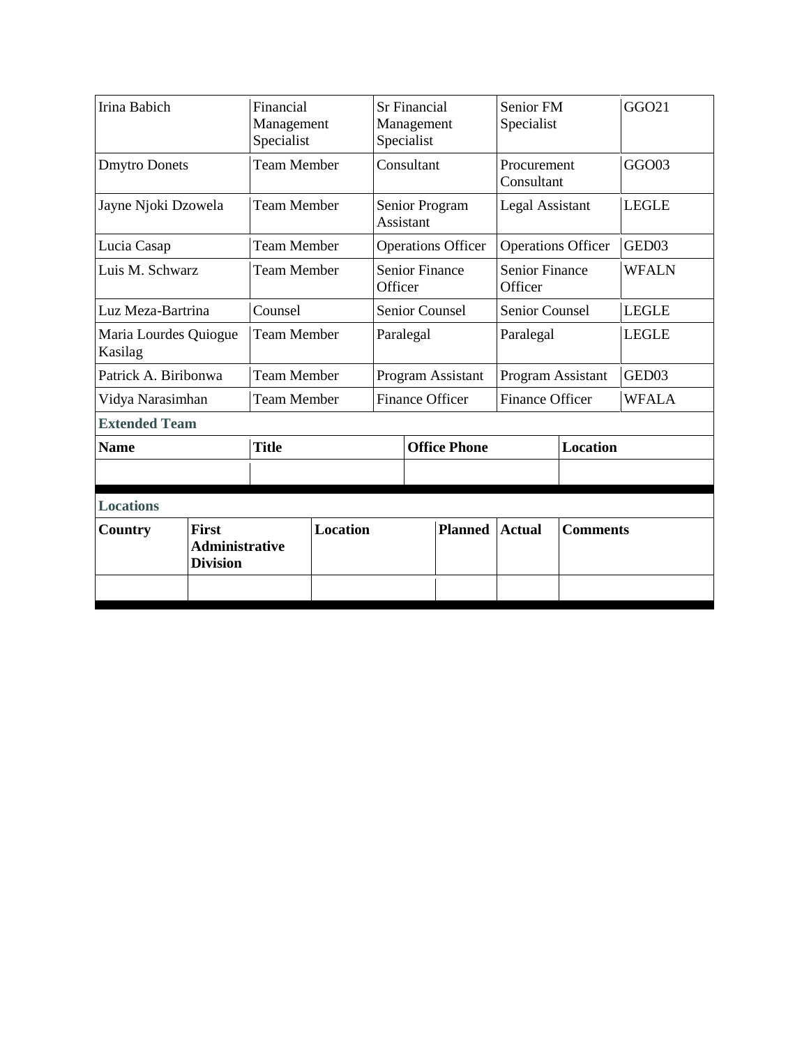| | | | | |
|---|---|---|---|---|
| Irina Babich | Financial Management Specialist | Sr Financial Management Specialist | Senior FM Specialist | GGO21 |
| Dmytro Donets | Team Member | Consultant | Procurement Consultant | GGO03 |
| Jayne Njoki Dzowela | Team Member | Senior Program Assistant | Legal Assistant | LEGLE |
| Lucia Casap | Team Member | Operations Officer | Operations Officer | GED03 |
| Luis M. Schwarz | Team Member | Senior Finance Officer | Senior Finance Officer | WFALN |
| Luz Meza-Bartrina | Counsel | Senior Counsel | Senior Counsel | LEGLE |
| Maria Lourdes Quiogue Kasilag | Team Member | Paralegal | Paralegal | LEGLE |
| Patrick A. Biribonwa | Team Member | Program Assistant | Program Assistant | GED03 |
| Vidya Narasimhan | Team Member | Finance Officer | Finance Officer | WFALA |

**Extended Team**

| Name | Title | Office Phone | Location |
|---|---|---|---|
| | | | |

**Locations**

| Country | First Administrative Division | Location | Planned | Actual | Comments |
|---|---|---|---|---|---|
| | | | | | |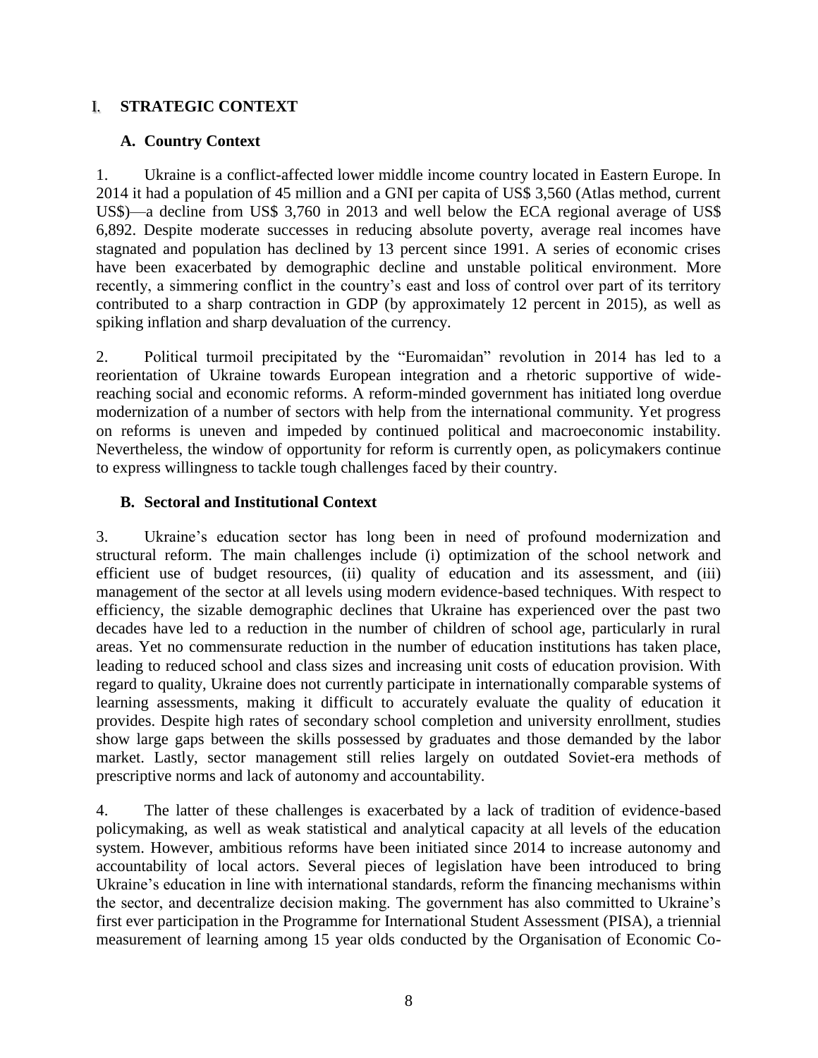# I. STRATEGIC CONTEXT

## A. Country Context

1. Ukraine is a conflict-affected lower middle income country located in Eastern Europe. In 2014 it had a population of 45 million and a GNI per capita of US$ 3,560 (Atlas method, current US$)—a decline from US$ 3,760 in 2013 and well below the ECA regional average of US$ 6,892. Despite moderate successes in reducing absolute poverty, average real incomes have stagnated and population has declined by 13 percent since 1991. A series of economic crises have been exacerbated by demographic decline and unstable political environment. More recently, a simmering conflict in the country's east and loss of control over part of its territory contributed to a sharp contraction in GDP (by approximately 12 percent in 2015), as well as spiking inflation and sharp devaluation of the currency.

2. Political turmoil precipitated by the "Euromaidan" revolution in 2014 has led to a reorientation of Ukraine towards European integration and a rhetoric supportive of wide-reaching social and economic reforms. A reform-minded government has initiated long overdue modernization of a number of sectors with help from the international community. Yet progress on reforms is uneven and impeded by continued political and macroeconomic instability. Nevertheless, the window of opportunity for reform is currently open, as policymakers continue to express willingness to tackle tough challenges faced by their country.

## B. Sectoral and Institutional Context

3. Ukraine's education sector has long been in need of profound modernization and structural reform. The main challenges include (i) optimization of the school network and efficient use of budget resources, (ii) quality of education and its assessment, and (iii) management of the sector at all levels using modern evidence-based techniques. With respect to efficiency, the sizable demographic declines that Ukraine has experienced over the past two decades have led to a reduction in the number of children of school age, particularly in rural areas. Yet no commensurate reduction in the number of education institutions has taken place, leading to reduced school and class sizes and increasing unit costs of education provision. With regard to quality, Ukraine does not currently participate in internationally comparable systems of learning assessments, making it difficult to accurately evaluate the quality of education it provides. Despite high rates of secondary school completion and university enrollment, studies show large gaps between the skills possessed by graduates and those demanded by the labor market. Lastly, sector management still relies largely on outdated Soviet-era methods of prescriptive norms and lack of autonomy and accountability.

4. The latter of these challenges is exacerbated by a lack of tradition of evidence-based policymaking, as well as weak statistical and analytical capacity at all levels of the education system. However, ambitious reforms have been initiated since 2014 to increase autonomy and accountability of local actors. Several pieces of legislation have been introduced to bring Ukraine's education in line with international standards, reform the financing mechanisms within the sector, and decentralize decision making. The government has also committed to Ukraine's first ever participation in the Programme for International Student Assessment (PISA), a triennial measurement of learning among 15 year olds conducted by the Organisation of Economic Co-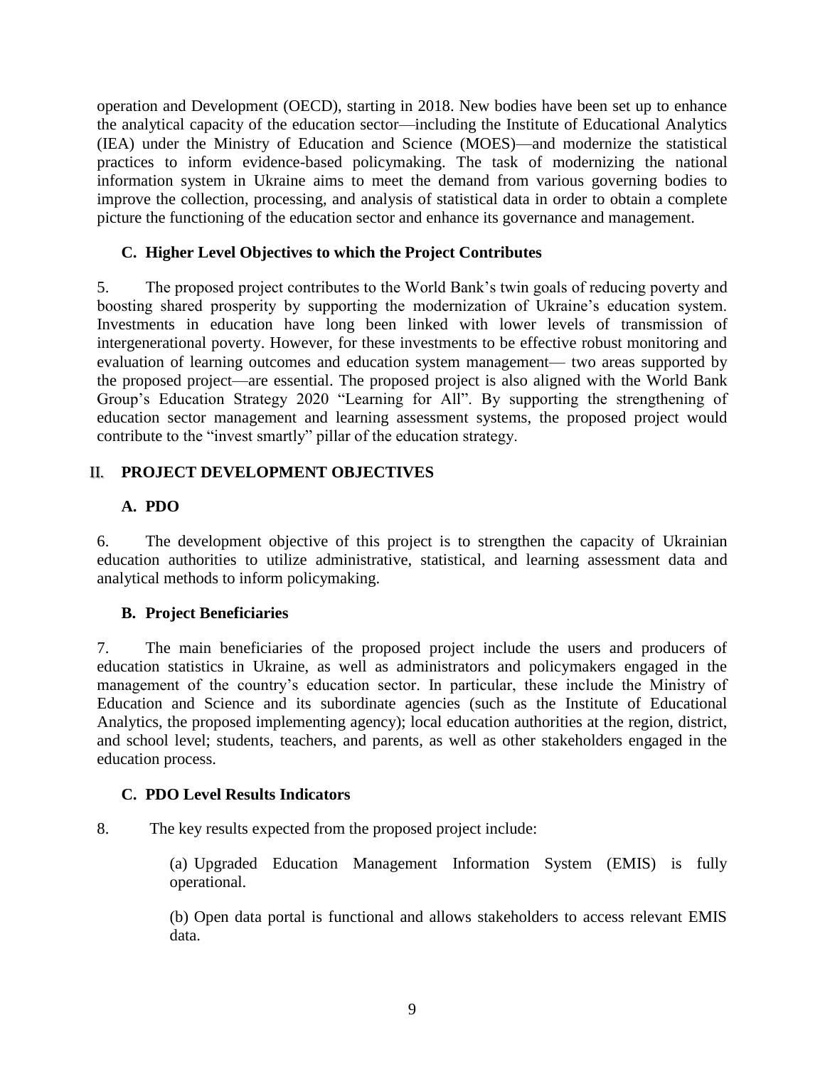operation and Development (OECD), starting in 2018. New bodies have been set up to enhance the analytical capacity of the education sector—including the Institute of Educational Analytics (IEA) under the Ministry of Education and Science (MOES)—and modernize the statistical practices to inform evidence-based policymaking. The task of modernizing the national information system in Ukraine aims to meet the demand from various governing bodies to improve the collection, processing, and analysis of statistical data in order to obtain a complete picture the functioning of the education sector and enhance its governance and management.

### C. Higher Level Objectives to which the Project Contributes

5. The proposed project contributes to the World Bank's twin goals of reducing poverty and boosting shared prosperity by supporting the modernization of Ukraine's education system. Investments in education have long been linked with lower levels of transmission of intergenerational poverty. However, for these investments to be effective robust monitoring and evaluation of learning outcomes and education system management— two areas supported by the proposed project—are essential. The proposed project is also aligned with the World Bank Group's Education Strategy 2020 "Learning for All". By supporting the strengthening of education sector management and learning assessment systems, the proposed project would contribute to the "invest smartly" pillar of the education strategy.

## II. PROJECT DEVELOPMENT OBJECTIVES

### A. PDO

6. The development objective of this project is to strengthen the capacity of Ukrainian education authorities to utilize administrative, statistical, and learning assessment data and analytical methods to inform policymaking.

### B. Project Beneficiaries

7. The main beneficiaries of the proposed project include the users and producers of education statistics in Ukraine, as well as administrators and policymakers engaged in the management of the country's education sector. In particular, these include the Ministry of Education and Science and its subordinate agencies (such as the Institute of Educational Analytics, the proposed implementing agency); local education authorities at the region, district, and school level; students, teachers, and parents, as well as other stakeholders engaged in the education process.

### C. PDO Level Results Indicators

8. The key results expected from the proposed project include:

(a) Upgraded Education Management Information System (EMIS) is fully operational.

(b) Open data portal is functional and allows stakeholders to access relevant EMIS data.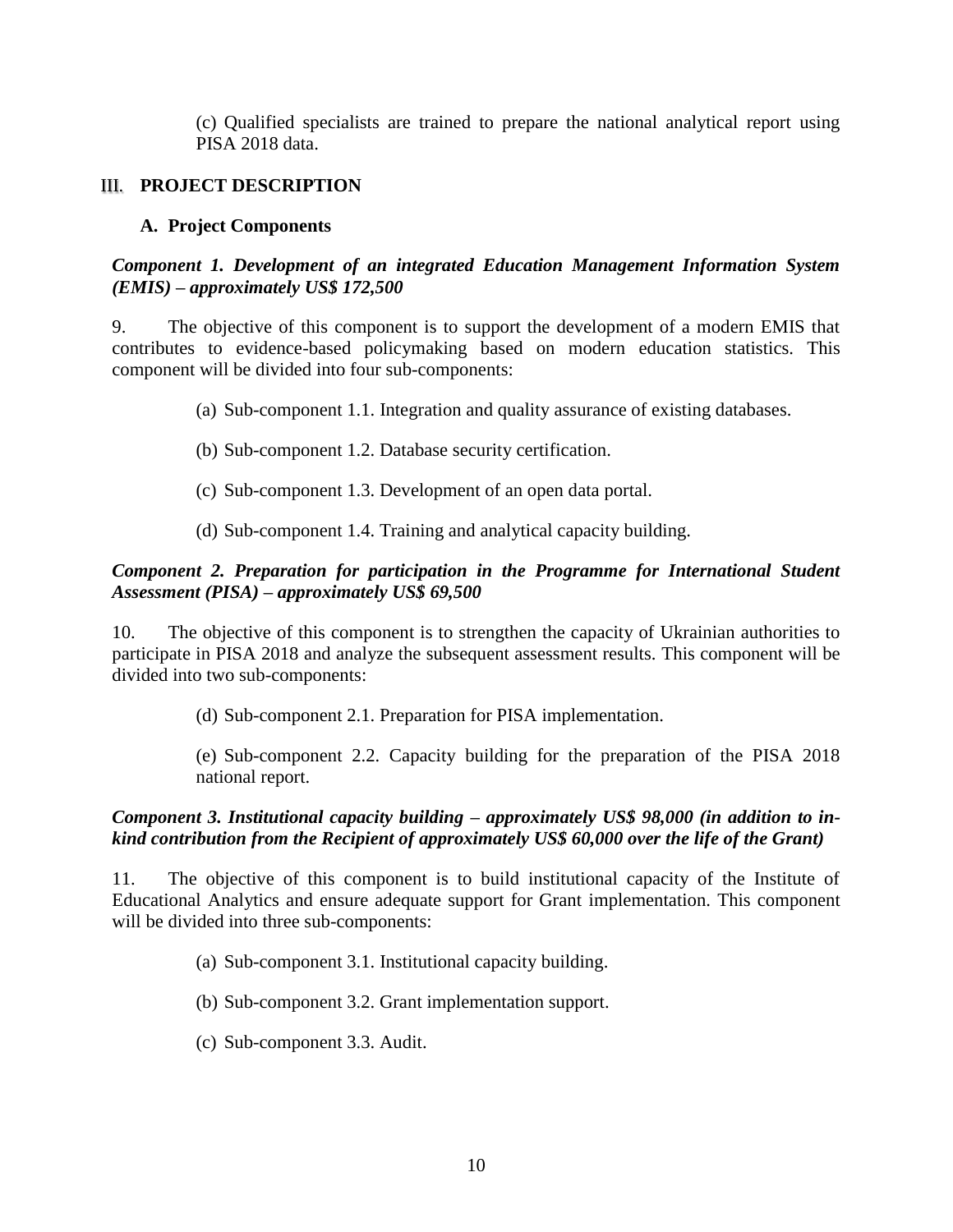(c) Qualified specialists are trained to prepare the national analytical report using PISA 2018 data.

## III. PROJECT DESCRIPTION

### A. Project Components

***Component 1. Development of an integrated Education Management Information System (EMIS) – approximately US$ 172,500***

9. The objective of this component is to support the development of a modern EMIS that contributes to evidence-based policymaking based on modern education statistics. This component will be divided into four sub-components:

(a) Sub-component 1.1. Integration and quality assurance of existing databases.

(b) Sub-component 1.2. Database security certification.

(c) Sub-component 1.3. Development of an open data portal.

(d) Sub-component 1.4. Training and analytical capacity building.

***Component 2. Preparation for participation in the Programme for International Student Assessment (PISA) – approximately US$ 69,500***

10. The objective of this component is to strengthen the capacity of Ukrainian authorities to participate in PISA 2018 and analyze the subsequent assessment results. This component will be divided into two sub-components:

(d) Sub-component 2.1. Preparation for PISA implementation.

(e) Sub-component 2.2. Capacity building for the preparation of the PISA 2018 national report.

***Component 3. Institutional capacity building – approximately US$ 98,000 (in addition to in-kind contribution from the Recipient of approximately US$ 60,000 over the life of the Grant)***

11. The objective of this component is to build institutional capacity of the Institute of Educational Analytics and ensure adequate support for Grant implementation. This component will be divided into three sub-components:

(a) Sub-component 3.1. Institutional capacity building.

(b) Sub-component 3.2. Grant implementation support.

(c) Sub-component 3.3. Audit.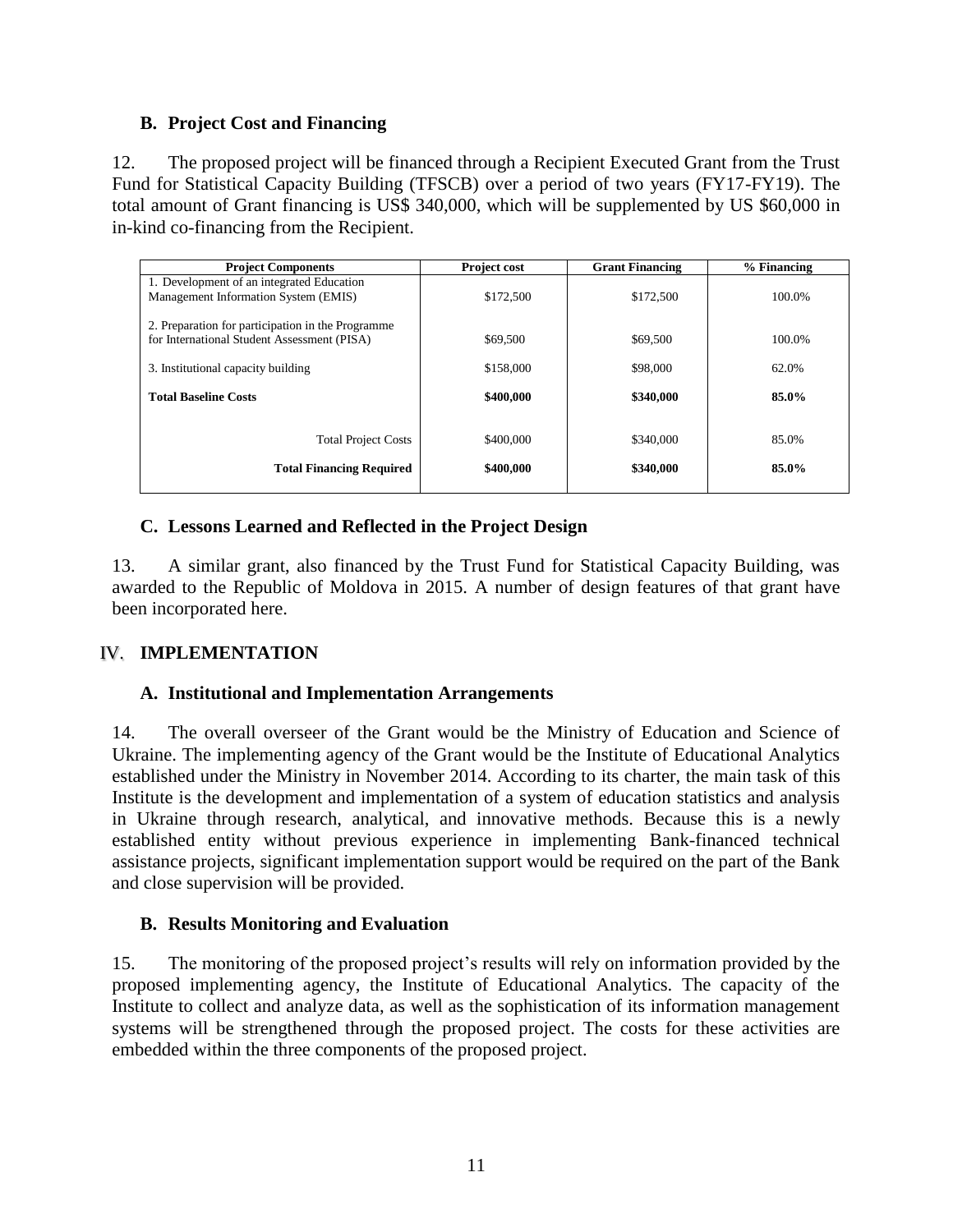### B. Project Cost and Financing

12. The proposed project will be financed through a Recipient Executed Grant from the Trust Fund for Statistical Capacity Building (TFSCB) over a period of two years (FY17-FY19). The total amount of Grant financing is US$ 340,000, which will be supplemented by US $60,000 in in-kind co-financing from the Recipient.

| Project Components | Project cost | Grant Financing | % Financing |
|---|---|---|---|
| 1. Development of an integrated Education Management Information System (EMIS) | $172,500 | $172,500 | 100.0% |
| 2. Preparation for participation in the Programme for International Student Assessment (PISA) | $69,500 | $69,500 | 100.0% |
| 3. Institutional capacity building | $158,000 | $98,000 | 62.0% |
| **Total Baseline Costs** | **$400,000** | **$340,000** | **85.0%** |
| Total Project Costs | $400,000 | $340,000 | 85.0% |
| **Total Financing Required** | **$400,000** | **$340,000** | **85.0%** |

### C. Lessons Learned and Reflected in the Project Design

13. A similar grant, also financed by the Trust Fund for Statistical Capacity Building, was awarded to the Republic of Moldova in 2015. A number of design features of that grant have been incorporated here.

## IV. IMPLEMENTATION

### A. Institutional and Implementation Arrangements

14. The overall overseer of the Grant would be the Ministry of Education and Science of Ukraine. The implementing agency of the Grant would be the Institute of Educational Analytics established under the Ministry in November 2014. According to its charter, the main task of this Institute is the development and implementation of a system of education statistics and analysis in Ukraine through research, analytical, and innovative methods. Because this is a newly established entity without previous experience in implementing Bank-financed technical assistance projects, significant implementation support would be required on the part of the Bank and close supervision will be provided.

### B. Results Monitoring and Evaluation

15. The monitoring of the proposed project's results will rely on information provided by the proposed implementing agency, the Institute of Educational Analytics. The capacity of the Institute to collect and analyze data, as well as the sophistication of its information management systems will be strengthened through the proposed project. The costs for these activities are embedded within the three components of the proposed project.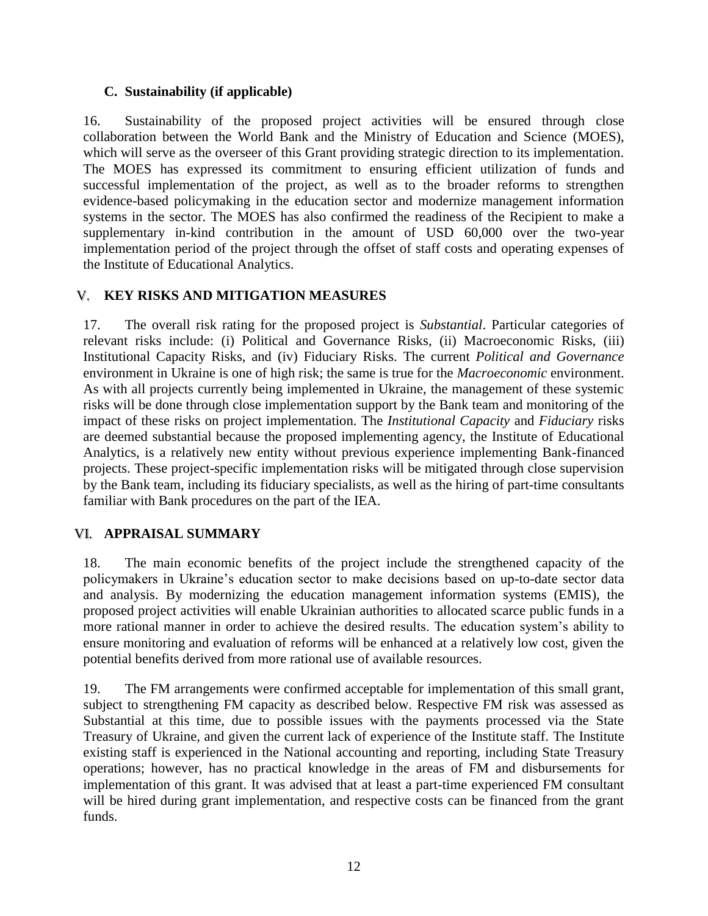### C. Sustainability (if applicable)

16. Sustainability of the proposed project activities will be ensured through close collaboration between the World Bank and the Ministry of Education and Science (MOES), which will serve as the overseer of this Grant providing strategic direction to its implementation. The MOES has expressed its commitment to ensuring efficient utilization of funds and successful implementation of the project, as well as to the broader reforms to strengthen evidence-based policymaking in the education sector and modernize management information systems in the sector. The MOES has also confirmed the readiness of the Recipient to make a supplementary in-kind contribution in the amount of USD 60,000 over the two-year implementation period of the project through the offset of staff costs and operating expenses of the Institute of Educational Analytics.

## V. KEY RISKS AND MITIGATION MEASURES

17. The overall risk rating for the proposed project is *Substantial*. Particular categories of relevant risks include: (i) Political and Governance Risks, (ii) Macroeconomic Risks, (iii) Institutional Capacity Risks, and (iv) Fiduciary Risks. The current *Political and Governance* environment in Ukraine is one of high risk; the same is true for the *Macroeconomic* environment. As with all projects currently being implemented in Ukraine, the management of these systemic risks will be done through close implementation support by the Bank team and monitoring of the impact of these risks on project implementation. The *Institutional Capacity* and *Fiduciary* risks are deemed substantial because the proposed implementing agency, the Institute of Educational Analytics, is a relatively new entity without previous experience implementing Bank-financed projects. These project-specific implementation risks will be mitigated through close supervision by the Bank team, including its fiduciary specialists, as well as the hiring of part-time consultants familiar with Bank procedures on the part of the IEA.

## VI. APPRAISAL SUMMARY

18. The main economic benefits of the project include the strengthened capacity of the policymakers in Ukraine's education sector to make decisions based on up-to-date sector data and analysis. By modernizing the education management information systems (EMIS), the proposed project activities will enable Ukrainian authorities to allocated scarce public funds in a more rational manner in order to achieve the desired results. The education system's ability to ensure monitoring and evaluation of reforms will be enhanced at a relatively low cost, given the potential benefits derived from more rational use of available resources.

19. The FM arrangements were confirmed acceptable for implementation of this small grant, subject to strengthening FM capacity as described below. Respective FM risk was assessed as Substantial at this time, due to possible issues with the payments processed via the State Treasury of Ukraine, and given the current lack of experience of the Institute staff. The Institute existing staff is experienced in the National accounting and reporting, including State Treasury operations; however, has no practical knowledge in the areas of FM and disbursements for implementation of this grant. It was advised that at least a part-time experienced FM consultant will be hired during grant implementation, and respective costs can be financed from the grant funds.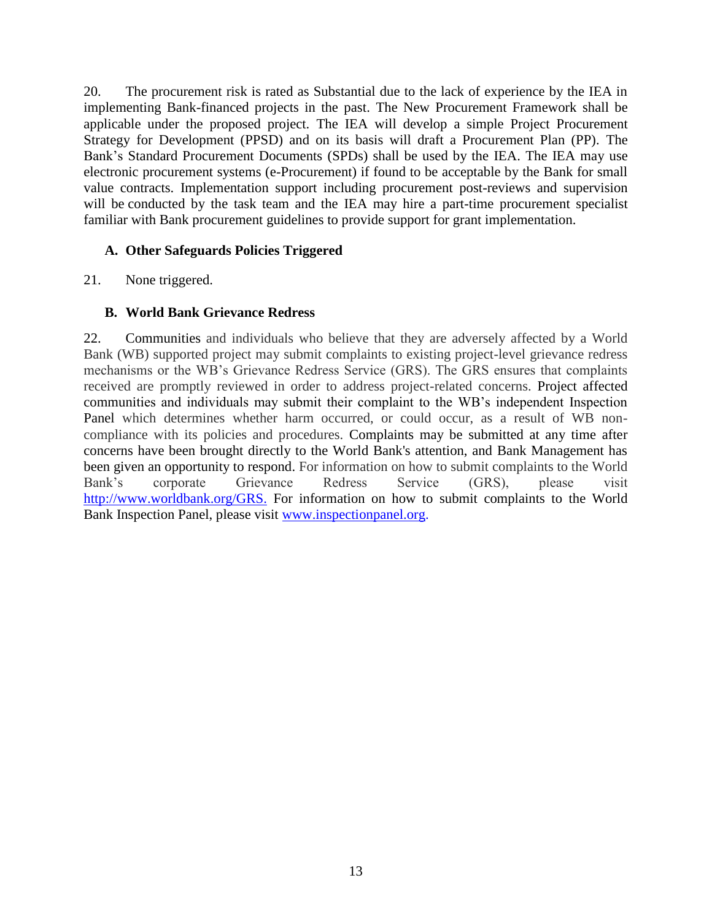20. The procurement risk is rated as Substantial due to the lack of experience by the IEA in implementing Bank-financed projects in the past. The New Procurement Framework shall be applicable under the proposed project. The IEA will develop a simple Project Procurement Strategy for Development (PPSD) and on its basis will draft a Procurement Plan (PP). The Bank's Standard Procurement Documents (SPDs) shall be used by the IEA. The IEA may use electronic procurement systems (e-Procurement) if found to be acceptable by the Bank for small value contracts. Implementation support including procurement post-reviews and supervision will be conducted by the task team and the IEA may hire a part-time procurement specialist familiar with Bank procurement guidelines to provide support for grant implementation.

### A. Other Safeguards Policies Triggered

21. None triggered.

### B. World Bank Grievance Redress

22. Communities and individuals who believe that they are adversely affected by a World Bank (WB) supported project may submit complaints to existing project-level grievance redress mechanisms or the WB's Grievance Redress Service (GRS). The GRS ensures that complaints received are promptly reviewed in order to address project-related concerns. Project affected communities and individuals may submit their complaint to the WB's independent Inspection Panel which determines whether harm occurred, or could occur, as a result of WB non-compliance with its policies and procedures. Complaints may be submitted at any time after concerns have been brought directly to the World Bank's attention, and Bank Management has been given an opportunity to respond. For information on how to submit complaints to the World Bank's corporate Grievance Redress Service (GRS), please visit http://www.worldbank.org/GRS. For information on how to submit complaints to the World Bank Inspection Panel, please visit www.inspectionpanel.org.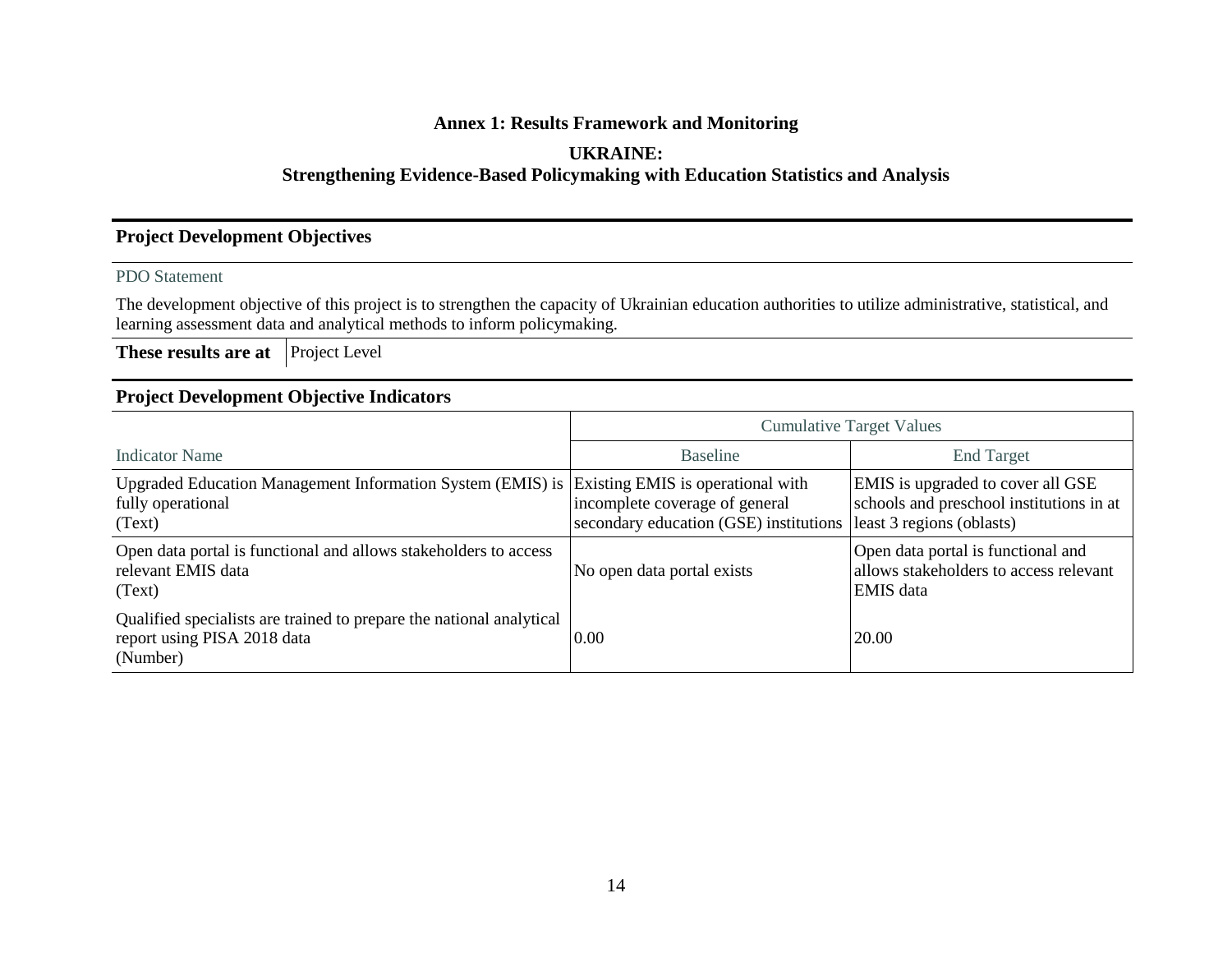**Annex 1: Results Framework and Monitoring**

**UKRAINE:**
**Strengthening Evidence-Based Policymaking with Education Statistics and Analysis**

## Project Development Objectives

PDO Statement

The development objective of this project is to strengthen the capacity of Ukrainian education authorities to utilize administrative, statistical, and learning assessment data and analytical methods to inform policymaking.

| **These results are at** | Project Level |
|---|---|

## Project Development Objective Indicators

| | Cumulative Target Values | |
|---|---|---|
| Indicator Name | Baseline | End Target |
| Upgraded Education Management Information System (EMIS) is fully operational (Text) | Existing EMIS is operational with incomplete coverage of general secondary education (GSE) institutions | EMIS is upgraded to cover all GSE schools and preschool institutions in at least 3 regions (oblasts) |
| Open data portal is functional and allows stakeholders to access relevant EMIS data (Text) | No open data portal exists | Open data portal is functional and allows stakeholders to access relevant EMIS data |
| Qualified specialists are trained to prepare the national analytical report using PISA 2018 data (Number) | 0.00 | 20.00 |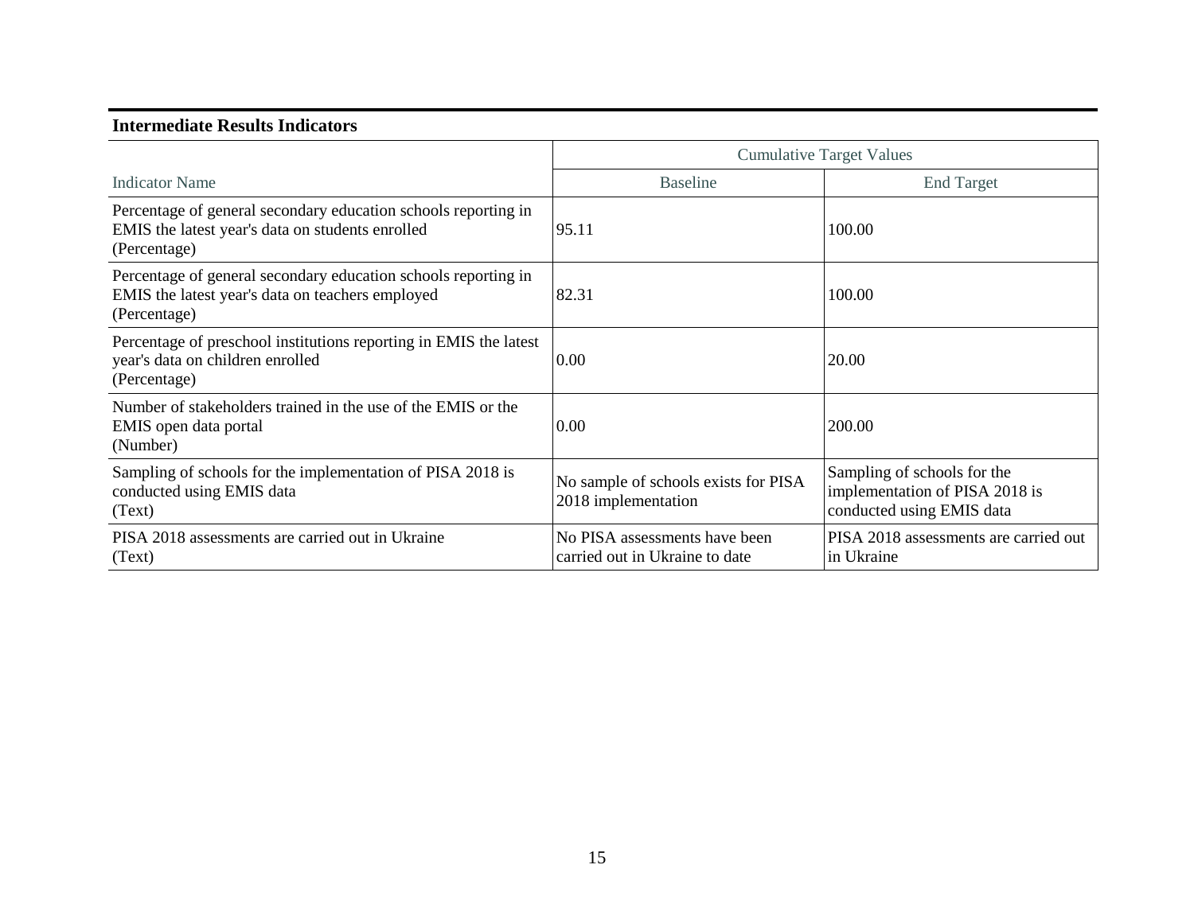**Intermediate Results Indicators**

| | Cumulative Target Values | |
|---|---|---|
| Indicator Name | Baseline | End Target |
| Percentage of general secondary education schools reporting in EMIS the latest year's data on students enrolled (Percentage) | 95.11 | 100.00 |
| Percentage of general secondary education schools reporting in EMIS the latest year's data on teachers employed (Percentage) | 82.31 | 100.00 |
| Percentage of preschool institutions reporting in EMIS the latest year's data on children enrolled (Percentage) | 0.00 | 20.00 |
| Number of stakeholders trained in the use of the EMIS or the EMIS open data portal (Number) | 0.00 | 200.00 |
| Sampling of schools for the implementation of PISA 2018 is conducted using EMIS data (Text) | No sample of schools exists for PISA 2018 implementation | Sampling of schools for the implementation of PISA 2018 is conducted using EMIS data |
| PISA 2018 assessments are carried out in Ukraine (Text) | No PISA assessments have been carried out in Ukraine to date | PISA 2018 assessments are carried out in Ukraine |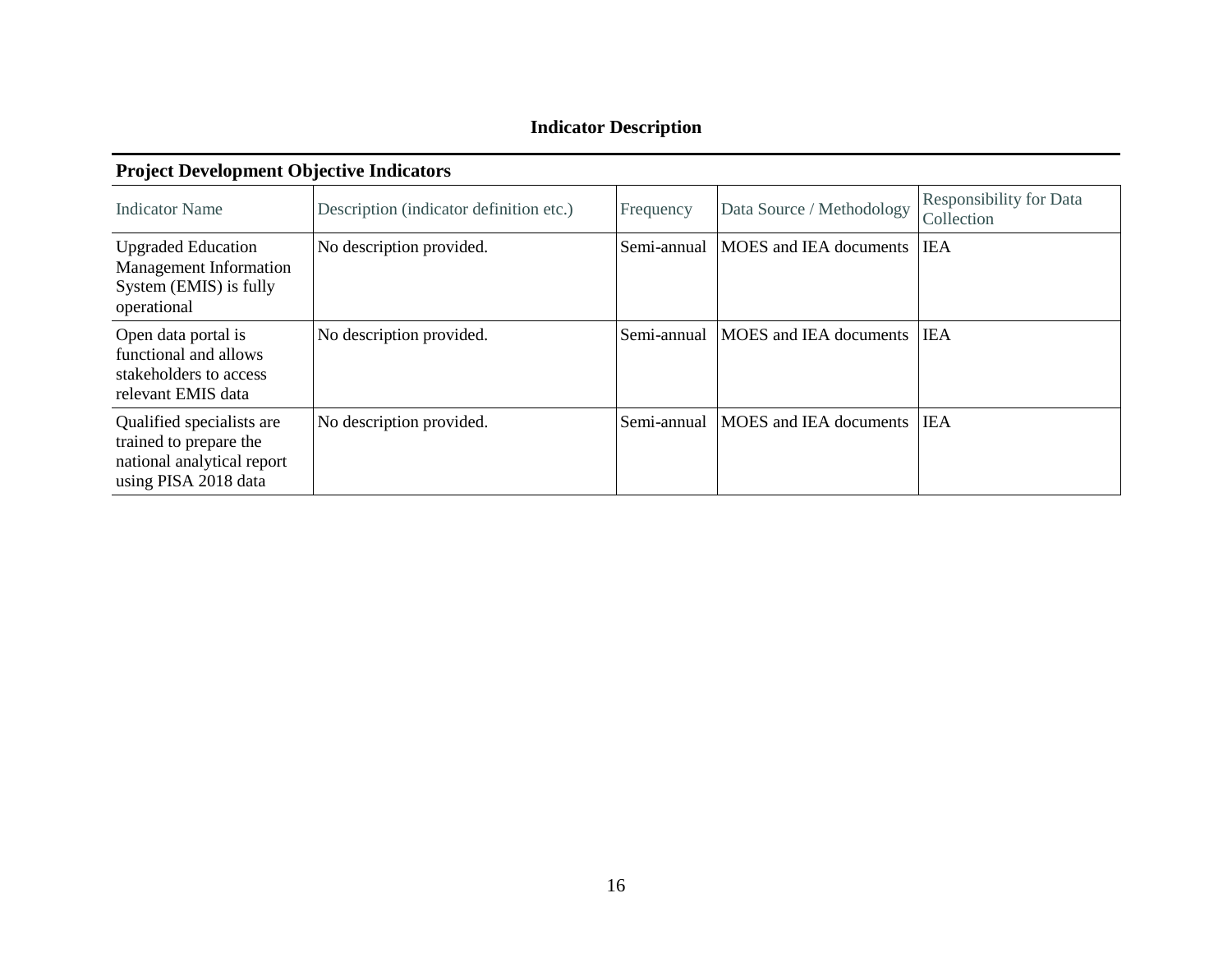## Indicator Description

### Project Development Objective Indicators

| Indicator Name | Description (indicator definition etc.) | Frequency | Data Source / Methodology | Responsibility for Data Collection |
|---|---|---|---|---|
| Upgraded Education Management Information System (EMIS) is fully operational | No description provided. | Semi-annual | MOES and IEA documents | IEA |
| Open data portal is functional and allows stakeholders to access relevant EMIS data | No description provided. | Semi-annual | MOES and IEA documents | IEA |
| Qualified specialists are trained to prepare the national analytical report using PISA 2018 data | No description provided. | Semi-annual | MOES and IEA documents | IEA |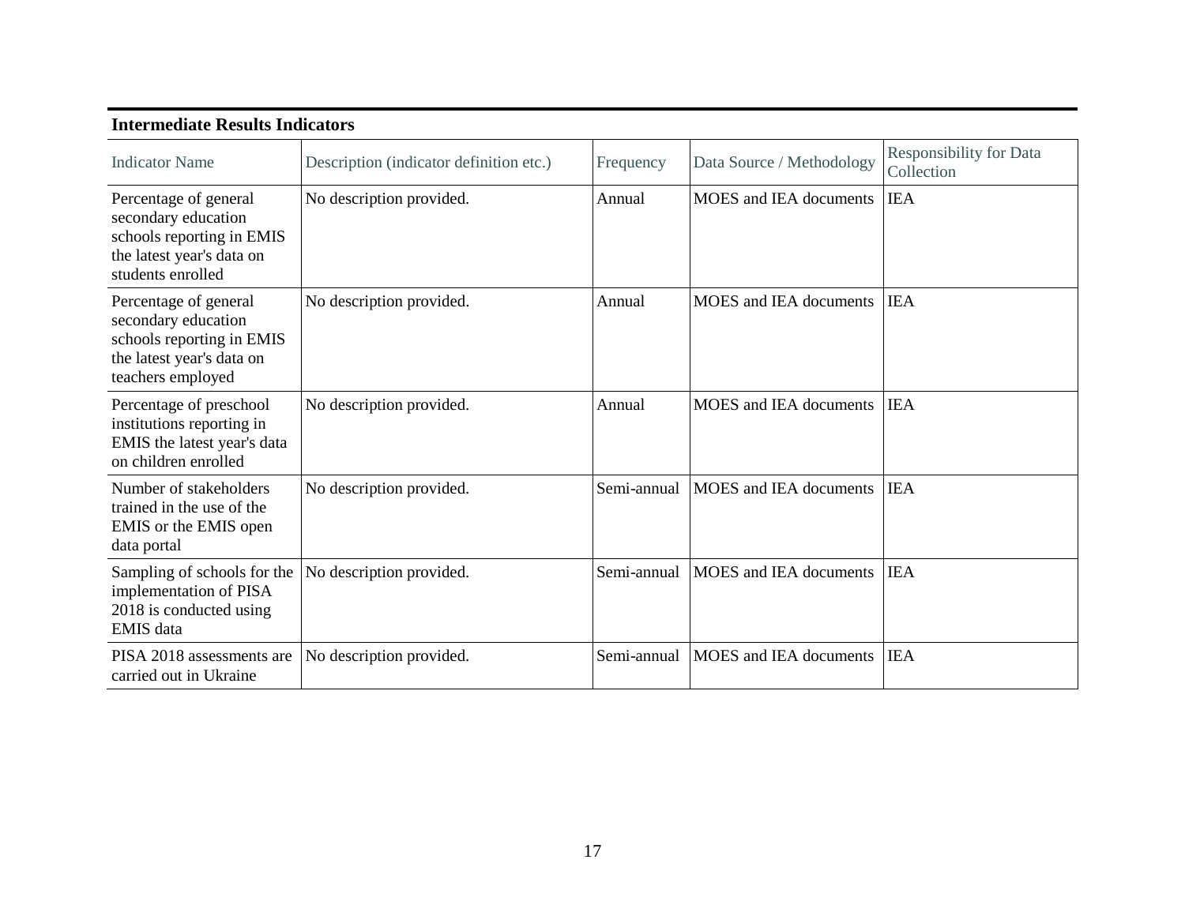**Intermediate Results Indicators**

| Indicator Name | Description (indicator definition etc.) | Frequency | Data Source / Methodology | Responsibility for Data Collection |
|---|---|---|---|---|
| Percentage of general secondary education schools reporting in EMIS the latest year's data on students enrolled | No description provided. | Annual | MOES and IEA documents | IEA |
| Percentage of general secondary education schools reporting in EMIS the latest year's data on teachers employed | No description provided. | Annual | MOES and IEA documents | IEA |
| Percentage of preschool institutions reporting in EMIS the latest year's data on children enrolled | No description provided. | Annual | MOES and IEA documents | IEA |
| Number of stakeholders trained in the use of the EMIS or the EMIS open data portal | No description provided. | Semi-annual | MOES and IEA documents | IEA |
| Sampling of schools for the implementation of PISA 2018 is conducted using EMIS data | No description provided. | Semi-annual | MOES and IEA documents | IEA |
| PISA 2018 assessments are carried out in Ukraine | No description provided. | Semi-annual | MOES and IEA documents | IEA |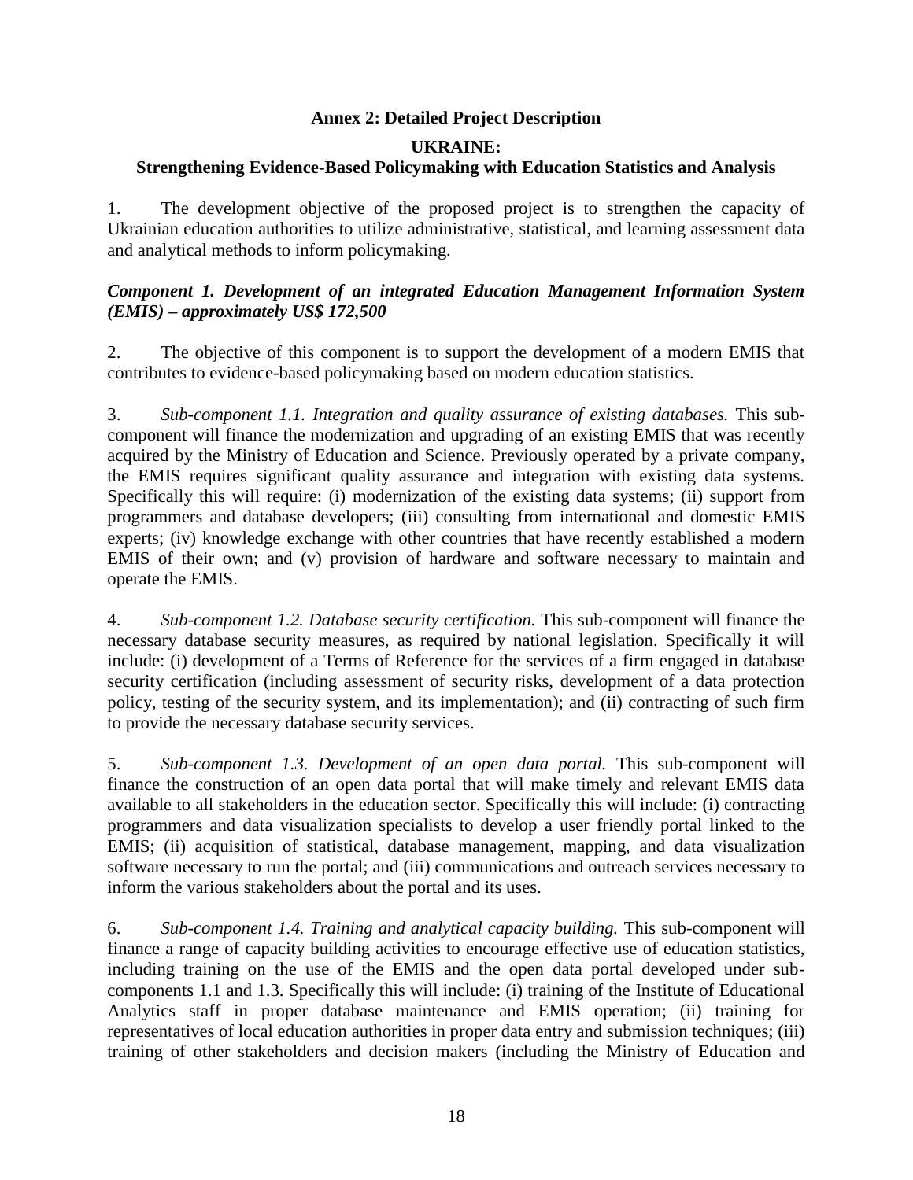## Annex 2: Detailed Project Description

### UKRAINE:
### Strengthening Evidence-Based Policymaking with Education Statistics and Analysis

1. The development objective of the proposed project is to strengthen the capacity of Ukrainian education authorities to utilize administrative, statistical, and learning assessment data and analytical methods to inform policymaking.

***Component 1. Development of an integrated Education Management Information System (EMIS) – approximately US$ 172,500***

2. The objective of this component is to support the development of a modern EMIS that contributes to evidence-based policymaking based on modern education statistics.

3. *Sub-component 1.1. Integration and quality assurance of existing databases.* This sub-component will finance the modernization and upgrading of an existing EMIS that was recently acquired by the Ministry of Education and Science. Previously operated by a private company, the EMIS requires significant quality assurance and integration with existing data systems. Specifically this will require: (i) modernization of the existing data systems; (ii) support from programmers and database developers; (iii) consulting from international and domestic EMIS experts; (iv) knowledge exchange with other countries that have recently established a modern EMIS of their own; and (v) provision of hardware and software necessary to maintain and operate the EMIS.

4. *Sub-component 1.2. Database security certification.* This sub-component will finance the necessary database security measures, as required by national legislation. Specifically it will include: (i) development of a Terms of Reference for the services of a firm engaged in database security certification (including assessment of security risks, development of a data protection policy, testing of the security system, and its implementation); and (ii) contracting of such firm to provide the necessary database security services.

5. *Sub-component 1.3. Development of an open data portal.* This sub-component will finance the construction of an open data portal that will make timely and relevant EMIS data available to all stakeholders in the education sector. Specifically this will include: (i) contracting programmers and data visualization specialists to develop a user friendly portal linked to the EMIS; (ii) acquisition of statistical, database management, mapping, and data visualization software necessary to run the portal; and (iii) communications and outreach services necessary to inform the various stakeholders about the portal and its uses.

6. *Sub-component 1.4. Training and analytical capacity building.* This sub-component will finance a range of capacity building activities to encourage effective use of education statistics, including training on the use of the EMIS and the open data portal developed under sub-components 1.1 and 1.3. Specifically this will include: (i) training of the Institute of Educational Analytics staff in proper database maintenance and EMIS operation; (ii) training for representatives of local education authorities in proper data entry and submission techniques; (iii) training of other stakeholders and decision makers (including the Ministry of Education and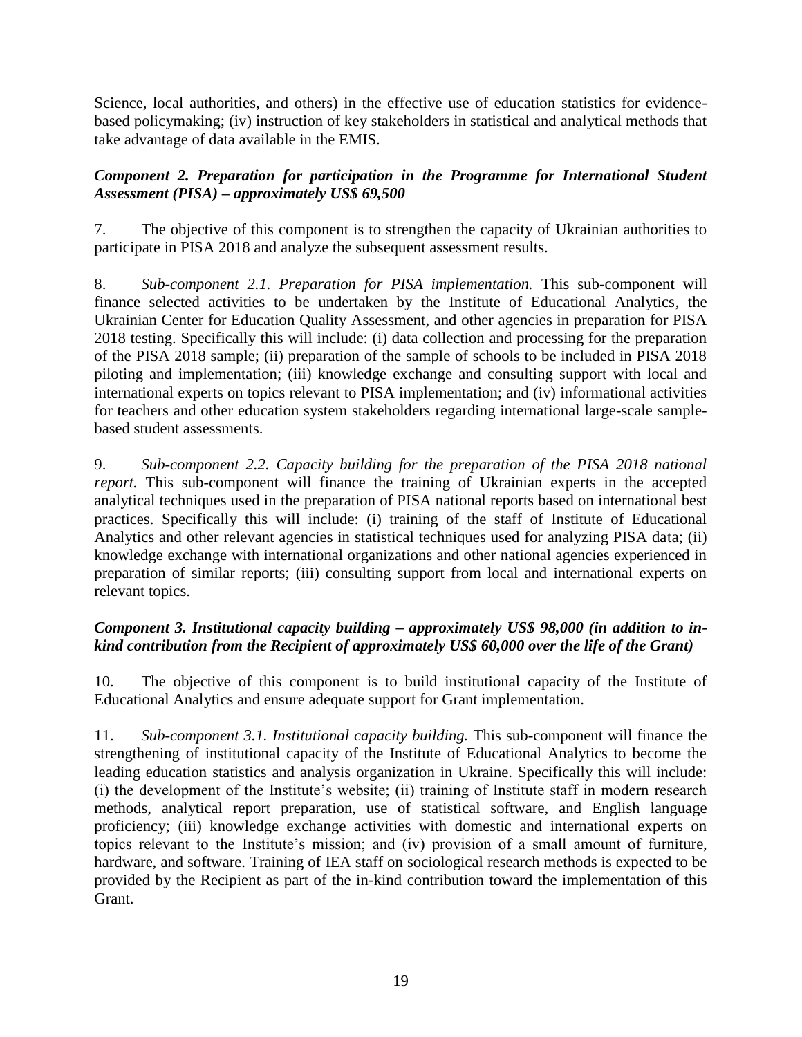Science, local authorities, and others) in the effective use of education statistics for evidence-based policymaking; (iv) instruction of key stakeholders in statistical and analytical methods that take advantage of data available in the EMIS.

***Component 2. Preparation for participation in the Programme for International Student Assessment (PISA) – approximately US$ 69,500***

7. The objective of this component is to strengthen the capacity of Ukrainian authorities to participate in PISA 2018 and analyze the subsequent assessment results.

8. *Sub-component 2.1. Preparation for PISA implementation.* This sub-component will finance selected activities to be undertaken by the Institute of Educational Analytics, the Ukrainian Center for Education Quality Assessment, and other agencies in preparation for PISA 2018 testing. Specifically this will include: (i) data collection and processing for the preparation of the PISA 2018 sample; (ii) preparation of the sample of schools to be included in PISA 2018 piloting and implementation; (iii) knowledge exchange and consulting support with local and international experts on topics relevant to PISA implementation; and (iv) informational activities for teachers and other education system stakeholders regarding international large-scale sample-based student assessments.

9. *Sub-component 2.2. Capacity building for the preparation of the PISA 2018 national report.* This sub-component will finance the training of Ukrainian experts in the accepted analytical techniques used in the preparation of PISA national reports based on international best practices. Specifically this will include: (i) training of the staff of Institute of Educational Analytics and other relevant agencies in statistical techniques used for analyzing PISA data; (ii) knowledge exchange with international organizations and other national agencies experienced in preparation of similar reports; (iii) consulting support from local and international experts on relevant topics.

***Component 3. Institutional capacity building – approximately US$ 98,000 (in addition to in-kind contribution from the Recipient of approximately US$ 60,000 over the life of the Grant)***

10. The objective of this component is to build institutional capacity of the Institute of Educational Analytics and ensure adequate support for Grant implementation.

11. *Sub-component 3.1. Institutional capacity building.* This sub-component will finance the strengthening of institutional capacity of the Institute of Educational Analytics to become the leading education statistics and analysis organization in Ukraine. Specifically this will include: (i) the development of the Institute's website; (ii) training of Institute staff in modern research methods, analytical report preparation, use of statistical software, and English language proficiency; (iii) knowledge exchange activities with domestic and international experts on topics relevant to the Institute's mission; and (iv) provision of a small amount of furniture, hardware, and software. Training of IEA staff on sociological research methods is expected to be provided by the Recipient as part of the in-kind contribution toward the implementation of this Grant.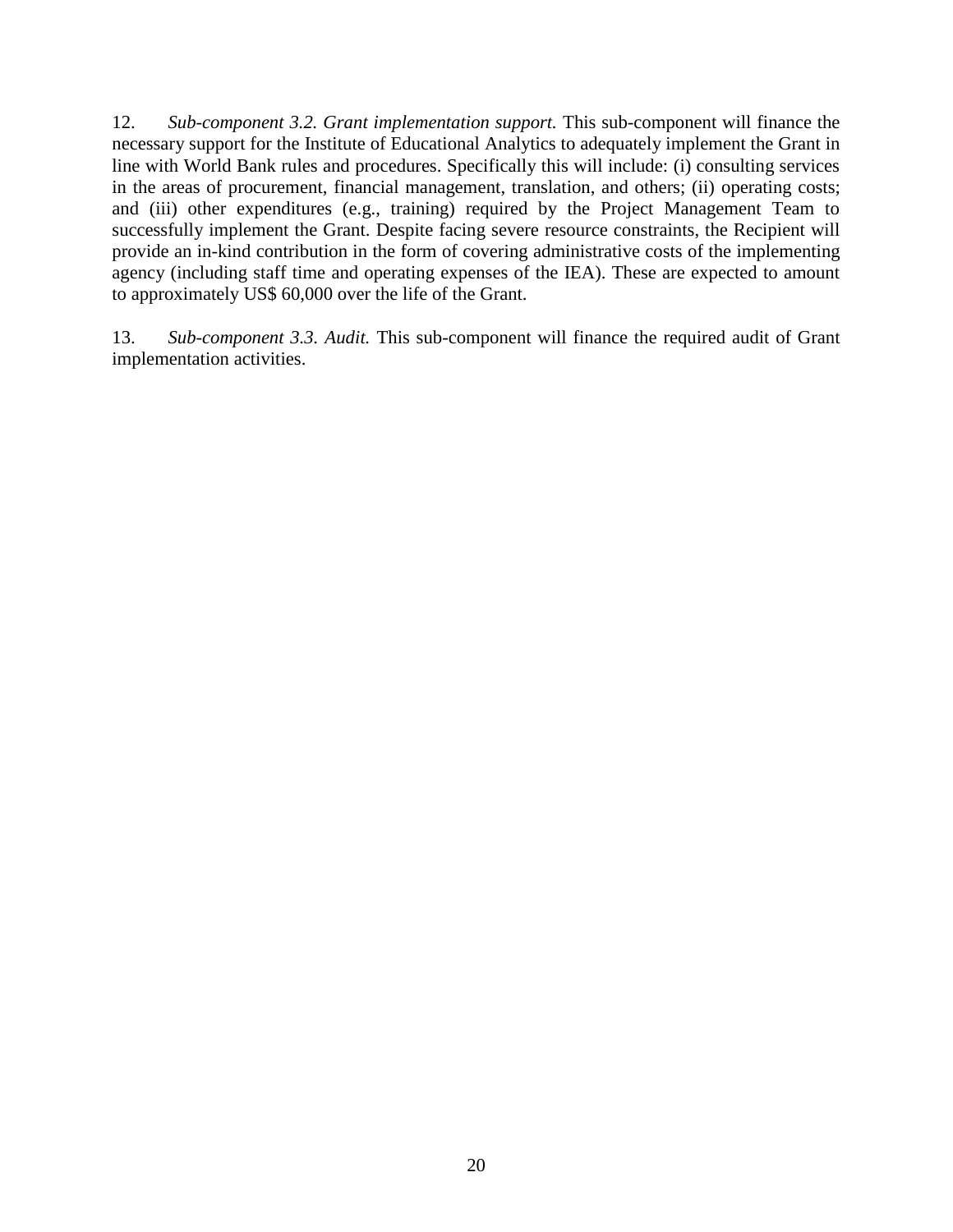12. *Sub-component 3.2. Grant implementation support.* This sub-component will finance the necessary support for the Institute of Educational Analytics to adequately implement the Grant in line with World Bank rules and procedures. Specifically this will include: (i) consulting services in the areas of procurement, financial management, translation, and others; (ii) operating costs; and (iii) other expenditures (e.g., training) required by the Project Management Team to successfully implement the Grant. Despite facing severe resource constraints, the Recipient will provide an in-kind contribution in the form of covering administrative costs of the implementing agency (including staff time and operating expenses of the IEA). These are expected to amount to approximately US$ 60,000 over the life of the Grant.

13. *Sub-component 3.3. Audit.* This sub-component will finance the required audit of Grant implementation activities.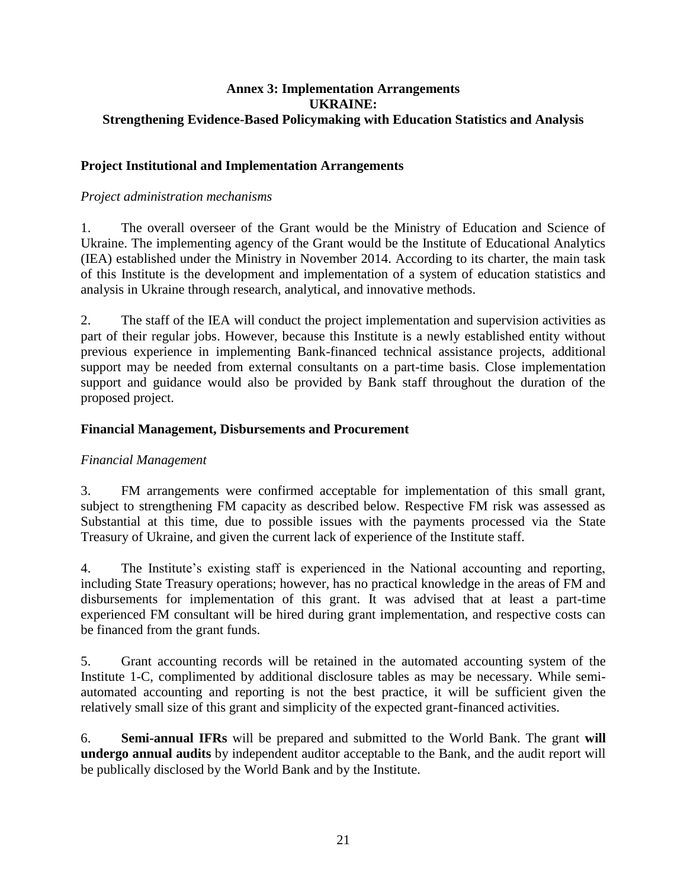# Annex 3: Implementation Arrangements
# UKRAINE:
# Strengthening Evidence-Based Policymaking with Education Statistics and Analysis

## Project Institutional and Implementation Arrangements

*Project administration mechanisms*

1. The overall overseer of the Grant would be the Ministry of Education and Science of Ukraine. The implementing agency of the Grant would be the Institute of Educational Analytics (IEA) established under the Ministry in November 2014. According to its charter, the main task of this Institute is the development and implementation of a system of education statistics and analysis in Ukraine through research, analytical, and innovative methods.

2. The staff of the IEA will conduct the project implementation and supervision activities as part of their regular jobs. However, because this Institute is a newly established entity without previous experience in implementing Bank-financed technical assistance projects, additional support may be needed from external consultants on a part-time basis. Close implementation support and guidance would also be provided by Bank staff throughout the duration of the proposed project.

## Financial Management, Disbursements and Procurement

*Financial Management*

3. FM arrangements were confirmed acceptable for implementation of this small grant, subject to strengthening FM capacity as described below. Respective FM risk was assessed as Substantial at this time, due to possible issues with the payments processed via the State Treasury of Ukraine, and given the current lack of experience of the Institute staff.

4. The Institute's existing staff is experienced in the National accounting and reporting, including State Treasury operations; however, has no practical knowledge in the areas of FM and disbursements for implementation of this grant. It was advised that at least a part-time experienced FM consultant will be hired during grant implementation, and respective costs can be financed from the grant funds.

5. Grant accounting records will be retained in the automated accounting system of the Institute 1-C, complimented by additional disclosure tables as may be necessary. While semi-automated accounting and reporting is not the best practice, it will be sufficient given the relatively small size of this grant and simplicity of the expected grant-financed activities.

6. **Semi-annual IFRs** will be prepared and submitted to the World Bank. The grant **will undergo annual audits** by independent auditor acceptable to the Bank, and the audit report will be publically disclosed by the World Bank and by the Institute.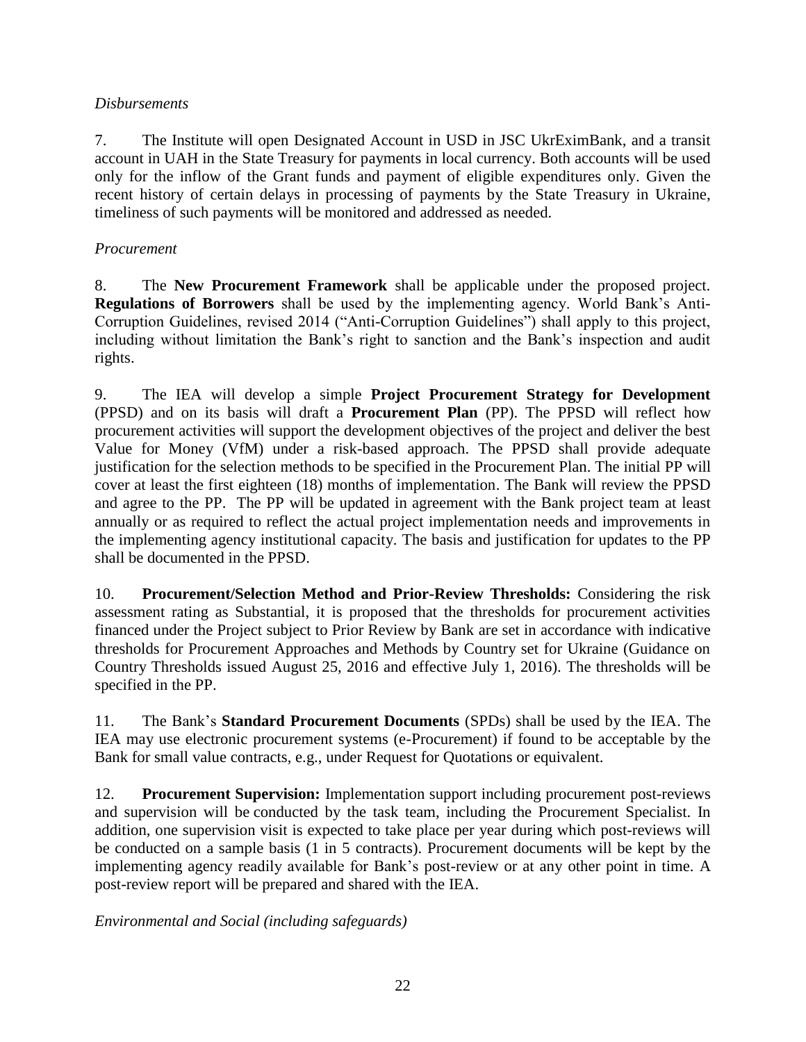*Disbursements*

7. The Institute will open Designated Account in USD in JSC UkrEximBank, and a transit account in UAH in the State Treasury for payments in local currency. Both accounts will be used only for the inflow of the Grant funds and payment of eligible expenditures only. Given the recent history of certain delays in processing of payments by the State Treasury in Ukraine, timeliness of such payments will be monitored and addressed as needed.

*Procurement*

8. The **New Procurement Framework** shall be applicable under the proposed project. **Regulations of Borrowers** shall be used by the implementing agency. World Bank's Anti-Corruption Guidelines, revised 2014 ("Anti-Corruption Guidelines") shall apply to this project, including without limitation the Bank's right to sanction and the Bank's inspection and audit rights.

9. The IEA will develop a simple **Project Procurement Strategy for Development** (PPSD) and on its basis will draft a **Procurement Plan** (PP). The PPSD will reflect how procurement activities will support the development objectives of the project and deliver the best Value for Money (VfM) under a risk-based approach. The PPSD shall provide adequate justification for the selection methods to be specified in the Procurement Plan. The initial PP will cover at least the first eighteen (18) months of implementation. The Bank will review the PPSD and agree to the PP. The PP will be updated in agreement with the Bank project team at least annually or as required to reflect the actual project implementation needs and improvements in the implementing agency institutional capacity. The basis and justification for updates to the PP shall be documented in the PPSD.

10. **Procurement/Selection Method and Prior-Review Thresholds:** Considering the risk assessment rating as Substantial, it is proposed that the thresholds for procurement activities financed under the Project subject to Prior Review by Bank are set in accordance with indicative thresholds for Procurement Approaches and Methods by Country set for Ukraine (Guidance on Country Thresholds issued August 25, 2016 and effective July 1, 2016). The thresholds will be specified in the PP.

11. The Bank's **Standard Procurement Documents** (SPDs) shall be used by the IEA. The IEA may use electronic procurement systems (e-Procurement) if found to be acceptable by the Bank for small value contracts, e.g., under Request for Quotations or equivalent.

12. **Procurement Supervision:** Implementation support including procurement post-reviews and supervision will be conducted by the task team, including the Procurement Specialist. In addition, one supervision visit is expected to take place per year during which post-reviews will be conducted on a sample basis (1 in 5 contracts). Procurement documents will be kept by the implementing agency readily available for Bank's post-review or at any other point in time. A post-review report will be prepared and shared with the IEA.

*Environmental and Social (including safeguards)*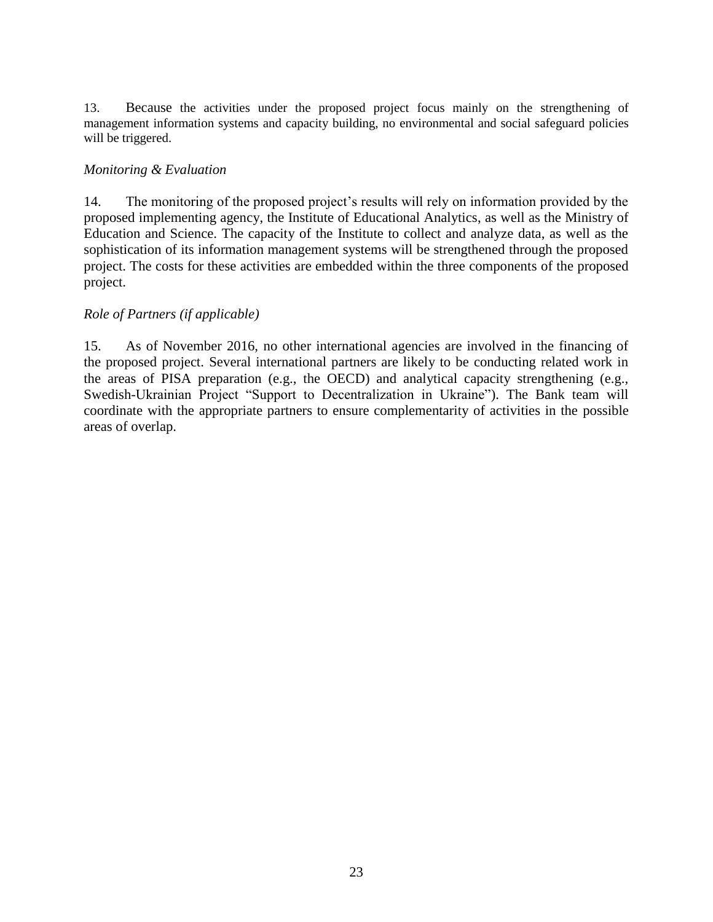13. Because the activities under the proposed project focus mainly on the strengthening of management information systems and capacity building, no environmental and social safeguard policies will be triggered.

*Monitoring & Evaluation*

14. The monitoring of the proposed project's results will rely on information provided by the proposed implementing agency, the Institute of Educational Analytics, as well as the Ministry of Education and Science. The capacity of the Institute to collect and analyze data, as well as the sophistication of its information management systems will be strengthened through the proposed project. The costs for these activities are embedded within the three components of the proposed project.

*Role of Partners (if applicable)*

15. As of November 2016, no other international agencies are involved in the financing of the proposed project. Several international partners are likely to be conducting related work in the areas of PISA preparation (e.g., the OECD) and analytical capacity strengthening (e.g., Swedish-Ukrainian Project "Support to Decentralization in Ukraine"). The Bank team will coordinate with the appropriate partners to ensure complementarity of activities in the possible areas of overlap.